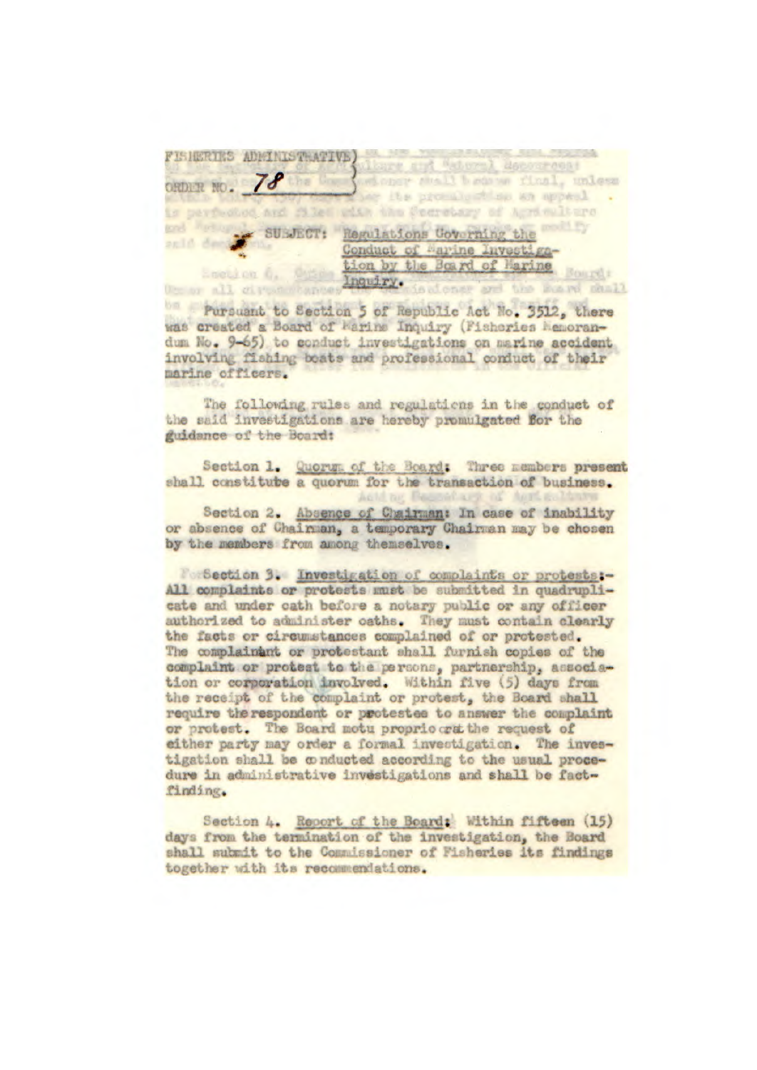FISHERIES ADMINISTRATIVE ORDER NO. 78

SUBJECT: Regulations Governing the Conduct of Marine Investigation by the Board of Marine Inquiry.

Pursuant to Section 5 of Republic Act No. 3512, there was created a Board of Marine Inquiry (Fisheries Memorandum No. 9-65) to conduct investigations on marine accident involving fishing boats and professional conduct of their marine officers.

The following rules and regulations in the conduct of the said investigations are hereby promulgated for the guidance of the Board:

Section 1. Quorum of the Board: Three members present shall constitute a quorum for the transaction of business.

Section 2. Absence of Chairman: In case of inability or absence of Chairman, a temporary Chairman may be chosen by the members from among themselves.

Section 3. Investigation of complaints or protests:- All complaints or protests must be submitted in quadruplicate and under oath before a notary public or any officer authorized to administer oaths. They must contain clearly the facts or circumstances complained of or protested. The complainant or protestant shall furnish copies of the complaint or protest to the persons, partnership, association or corporation involved. Within five (5) days from the receipt of the complaint or protest, the Board shall require the respondent or protestee to answer the complaint or protest. The Board motu proprio or at the request of either party may order a formal investigation. The investigation shall be conducted according to the usual procedure in administrative investigations and shall be fact-finding.

Section 4. Report of the Board: Within fifteen (15) days from the termination of the investigation, the Board shall submit to the Commissioner of Fisheries its findings together with its recommendations.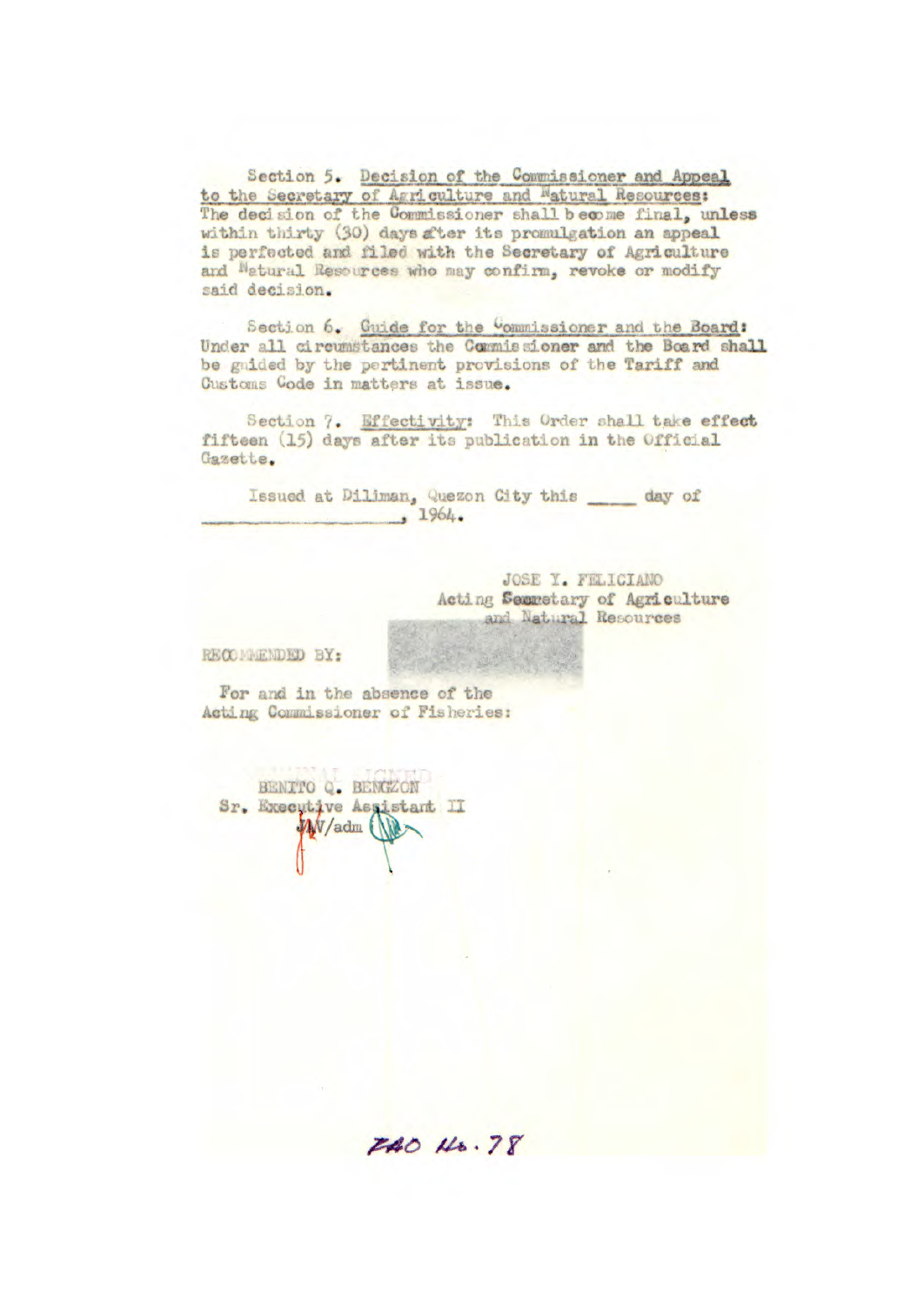Section 5. <u>Decision of the Commissioner and Appeal to the Secretary of Agriculture and Natural Resources</u>: The decision of the Commissioner shall become final, unless within thirty (30) days after its promulgation an appeal is perfected and filed with the Secretary of Agriculture and Natural Resources who may confirm, revoke or modify said decision.

Section 6. <u>Guide for the Commissioner and the Board</u>: Under all circumstances the Commissioner and the Board shall be guided by the pertinent provisions of the Tariff and Customs Code in matters at issue.

Section 7. <u>Effectivity</u>: This Order shall take effect fifteen (15) days after its publication in the Official Gazette.

Issued at Diliman, Quezon City this _____ day of _________________, 1964.

JOSE Y. FELICIANO
Acting Secretary of Agriculture and Natural Resources

RECOMMENDED BY:

For and in the absence of the Acting Commissioner of Fisheries:

ORIGINAL SIGNED
BENITO Q. BENGZON
Sr. Executive Assistant II

JAV/adm

FAO No. 78